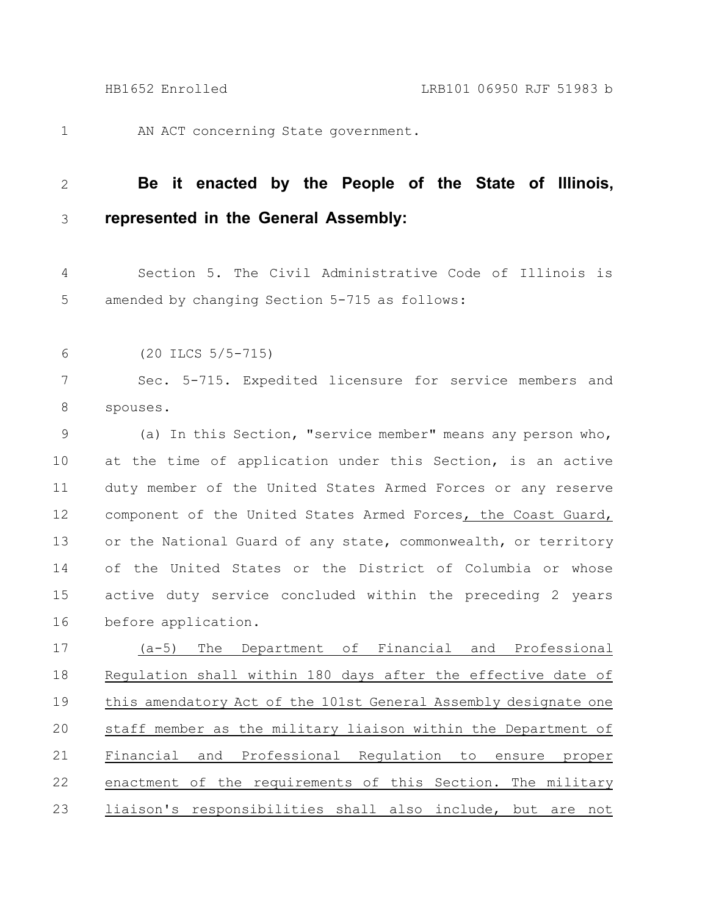AN ACT concerning State government.

**Be it enacted by the People of the State of Illinois, represented in the General Assembly:**

Section 5. The Civil Administrative Code of Illinois is amended by changing Section 5-715 as follows:

(20 ILCS 5/5-715)

Sec. 5-715. Expedited licensure for service members and spouses.

(a) In this Section, "service member" means any person who, at the time of application under this Section, is an active duty member of the United States Armed Forces or any reserve component of the United States Armed Forces, the Coast Guard, or the National Guard of any state, commonwealth, or territory of the United States or the District of Columbia or whose active duty service concluded within the preceding 2 years before application.

(a-5) The Department of Financial and Professional Regulation shall within 180 days after the effective date of this amendatory Act of the 101st General Assembly designate one staff member as the military liaison within the Department of Financial and Professional Regulation to ensure proper enactment of the requirements of this Section. The military liaison's responsibilities shall also include, but are not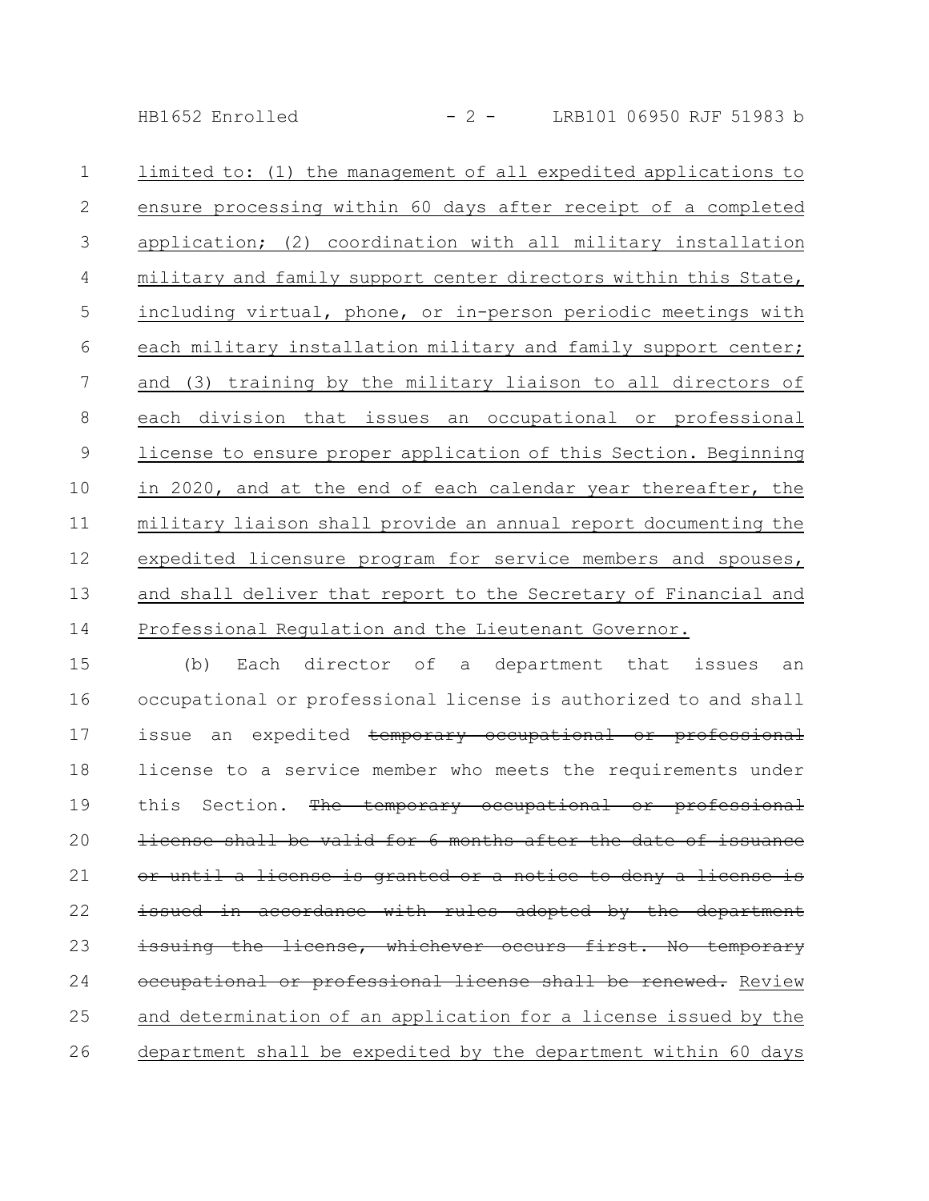limited to: (1) the management of all expedited applications to ensure processing within 60 days after receipt of a completed application; (2) coordination with all military installation military and family support center directors within this State, including virtual, phone, or in-person periodic meetings with each military installation military and family support center; and (3) training by the military liaison to all directors of each division that issues an occupational or professional license to ensure proper application of this Section. Beginning in 2020, and at the end of each calendar year thereafter, the military liaison shall provide an annual report documenting the expedited licensure program for service members and spouses, and shall deliver that report to the Secretary of Financial and Professional Regulation and the Lieutenant Governor.

(b) Each director of a department that issues an occupational or professional license is authorized to and shall issue an expedited ~~temporary occupational or professional~~ license to a service member who meets the requirements under this Section. ~~The temporary occupational or professional license shall be valid for 6 months after the date of issuance or until a license is granted or a notice to deny a license is issued in accordance with rules adopted by the department issuing the license, whichever occurs first. No temporary occupational or professional license shall be renewed.~~ Review and determination of an application for a license issued by the department shall be expedited by the department within 60 days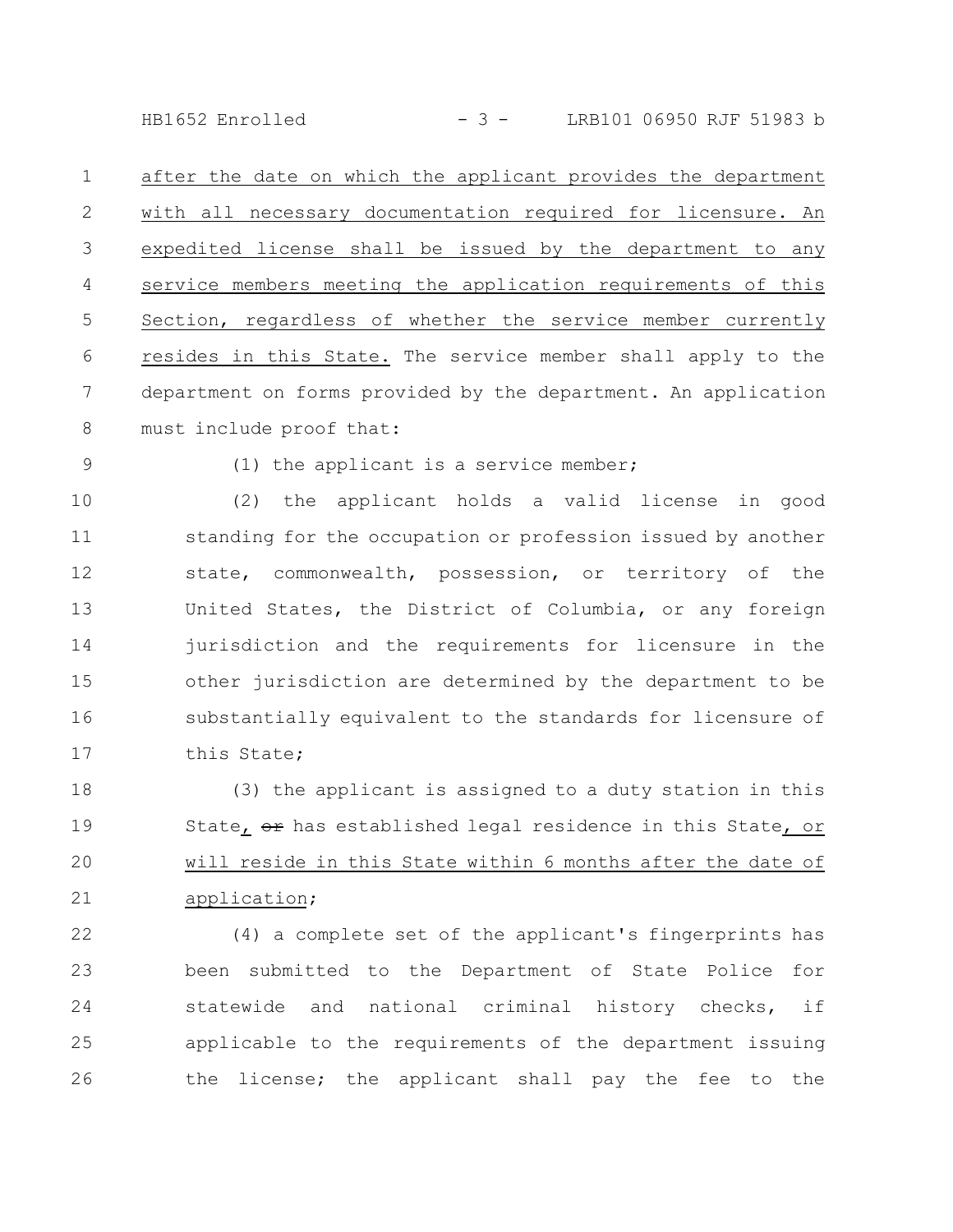after the date on which the applicant provides the department with all necessary documentation required for licensure. An expedited license shall be issued by the department to any service members meeting the application requirements of this Section, regardless of whether the service member currently resides in this State. The service member shall apply to the department on forms provided by the department. An application must include proof that:

(1) the applicant is a service member;

(2) the applicant holds a valid license in good standing for the occupation or profession issued by another state, commonwealth, possession, or territory of the United States, the District of Columbia, or any foreign jurisdiction and the requirements for licensure in the other jurisdiction are determined by the department to be substantially equivalent to the standards for licensure of this State;

(3) the applicant is assigned to a duty station in this State, ~~or~~ has established legal residence in this State, or will reside in this State within 6 months after the date of application;

(4) a complete set of the applicant's fingerprints has been submitted to the Department of State Police for statewide and national criminal history checks, if applicable to the requirements of the department issuing the license; the applicant shall pay the fee to the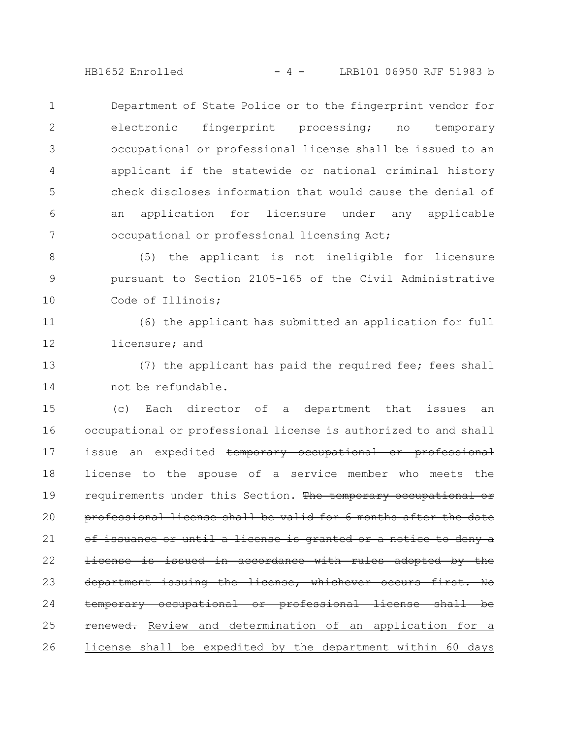Department of State Police or to the fingerprint vendor for electronic fingerprint processing; no temporary occupational or professional license shall be issued to an applicant if the statewide or national criminal history check discloses information that would cause the denial of an application for licensure under any applicable occupational or professional licensing Act;

(5) the applicant is not ineligible for licensure pursuant to Section 2105-165 of the Civil Administrative Code of Illinois;

(6) the applicant has submitted an application for full licensure; and

(7) the applicant has paid the required fee; fees shall not be refundable.

(c) Each director of a department that issues an occupational or professional license is authorized to and shall issue an expedited ~~temporary occupational or professional~~ license to the spouse of a service member who meets the requirements under this Section. ~~The temporary occupational or professional license shall be valid for 6 months after the date of issuance or until a license is granted or a notice to deny a license is issued in accordance with rules adopted by the department issuing the license, whichever occurs first. No temporary occupational or professional license shall be renewed.~~ <u>Review and determination of an application for a license shall be expedited by the department within 60 days</u>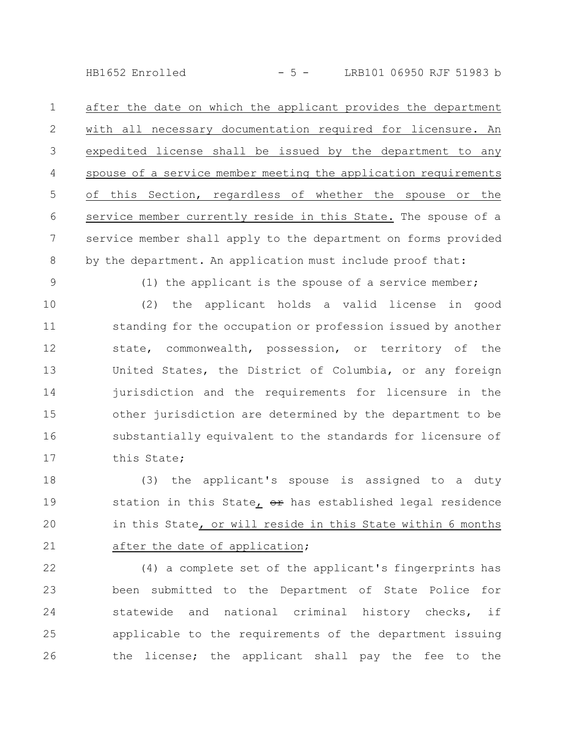after the date on which the applicant provides the department with all necessary documentation required for licensure. An expedited license shall be issued by the department to any spouse of a service member meeting the application requirements of this Section, regardless of whether the spouse or the service member currently reside in this State. The spouse of a service member shall apply to the department on forms provided by the department. An application must include proof that:

(1) the applicant is the spouse of a service member;

(2) the applicant holds a valid license in good standing for the occupation or profession issued by another state, commonwealth, possession, or territory of the United States, the District of Columbia, or any foreign jurisdiction and the requirements for licensure in the other jurisdiction are determined by the department to be substantially equivalent to the standards for licensure of this State;

(3) the applicant's spouse is assigned to a duty station in this State, ~~or~~ has established legal residence in this State, or will reside in this State within 6 months after the date of application;

(4) a complete set of the applicant's fingerprints has been submitted to the Department of State Police for statewide and national criminal history checks, if applicable to the requirements of the department issuing the license; the applicant shall pay the fee to the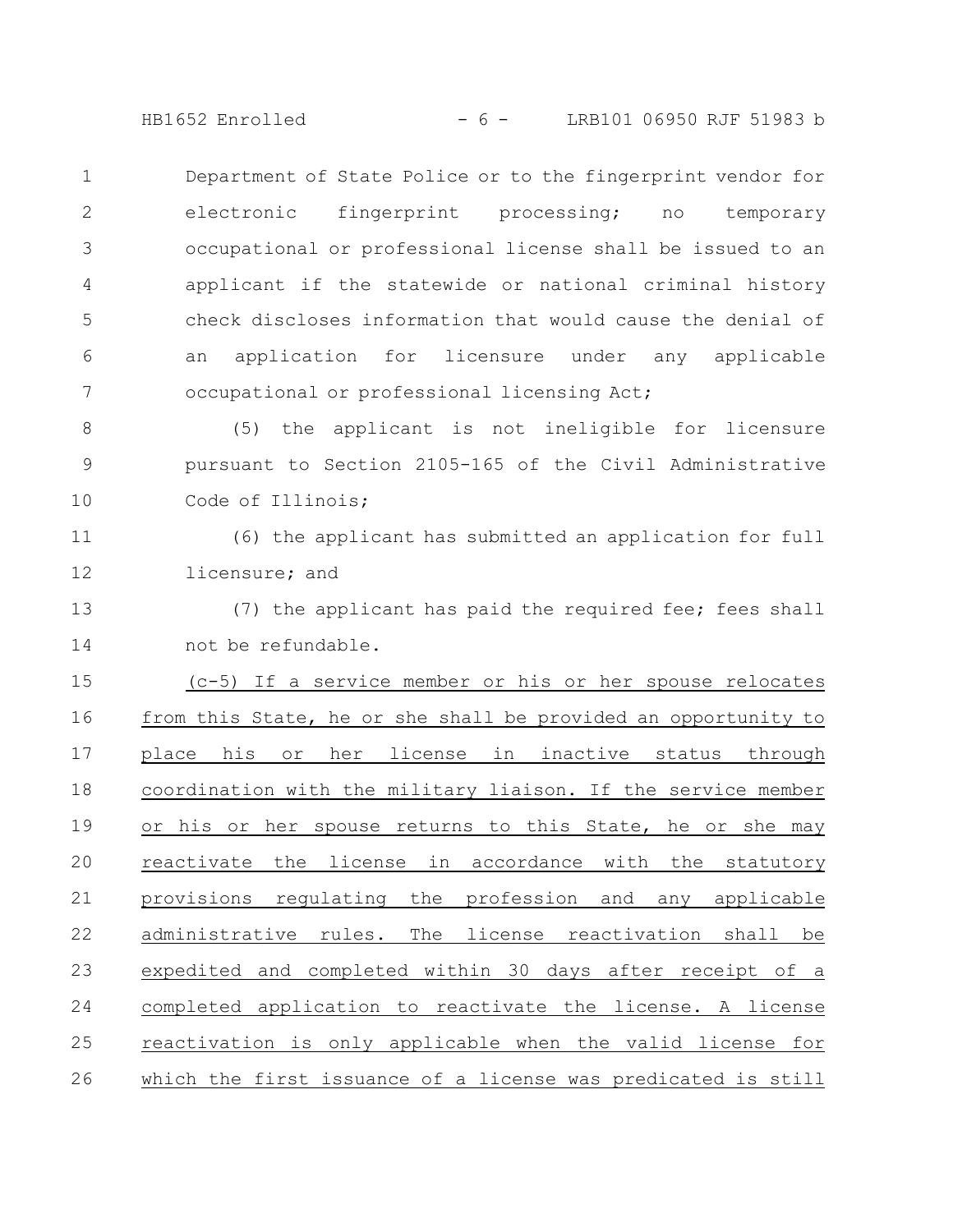Department of State Police or to the fingerprint vendor for electronic fingerprint processing; no temporary occupational or professional license shall be issued to an applicant if the statewide or national criminal history check discloses information that would cause the denial of an application for licensure under any applicable occupational or professional licensing Act;

(5) the applicant is not ineligible for licensure pursuant to Section 2105-165 of the Civil Administrative Code of Illinois;

(6) the applicant has submitted an application for full licensure; and

(7) the applicant has paid the required fee; fees shall not be refundable.

(c-5) If a service member or his or her spouse relocates from this State, he or she shall be provided an opportunity to place his or her license in inactive status through coordination with the military liaison. If the service member or his or her spouse returns to this State, he or she may reactivate the license in accordance with the statutory provisions regulating the profession and any applicable administrative rules. The license reactivation shall be expedited and completed within 30 days after receipt of a completed application to reactivate the license. A license reactivation is only applicable when the valid license for which the first issuance of a license was predicated is still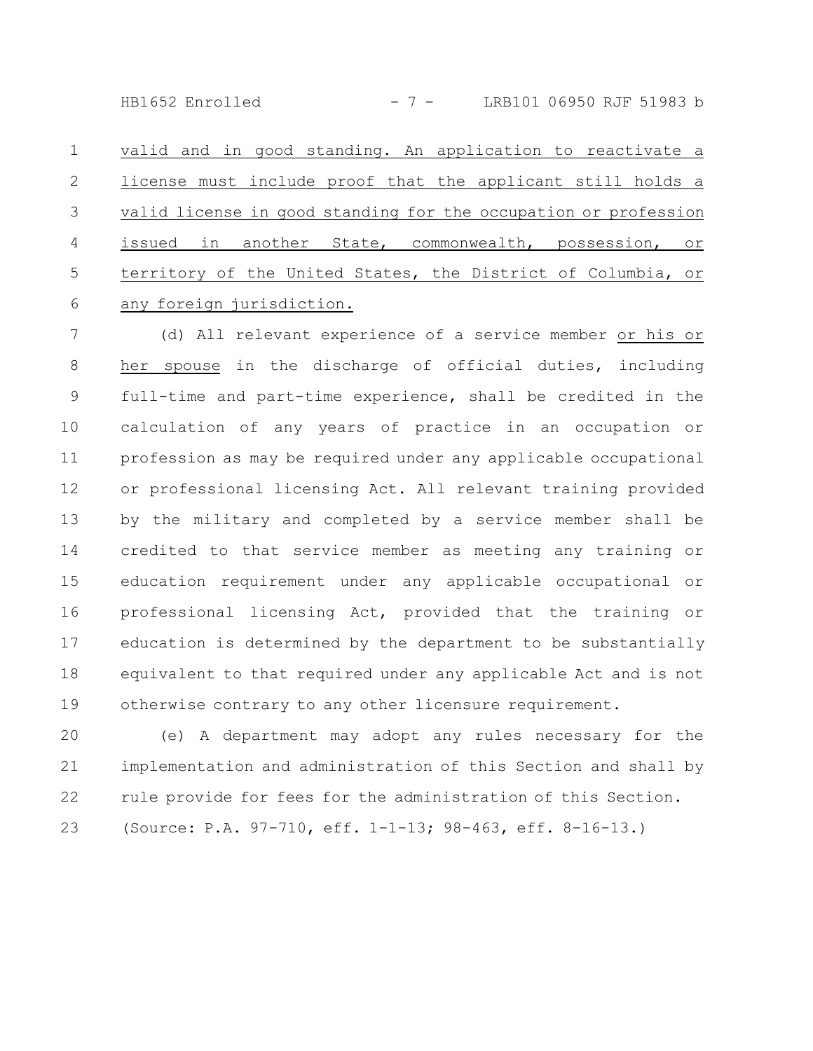valid and in good standing. An application to reactivate a license must include proof that the applicant still holds a valid license in good standing for the occupation or profession issued in another State, commonwealth, possession, or territory of the United States, the District of Columbia, or any foreign jurisdiction.

(d) All relevant experience of a service member or his or her spouse in the discharge of official duties, including full-time and part-time experience, shall be credited in the calculation of any years of practice in an occupation or profession as may be required under any applicable occupational or professional licensing Act. All relevant training provided by the military and completed by a service member shall be credited to that service member as meeting any training or education requirement under any applicable occupational or professional licensing Act, provided that the training or education is determined by the department to be substantially equivalent to that required under any applicable Act and is not otherwise contrary to any other licensure requirement.

(e) A department may adopt any rules necessary for the implementation and administration of this Section and shall by rule provide for fees for the administration of this Section.

(Source: P.A. 97-710, eff. 1-1-13; 98-463, eff. 8-16-13.)